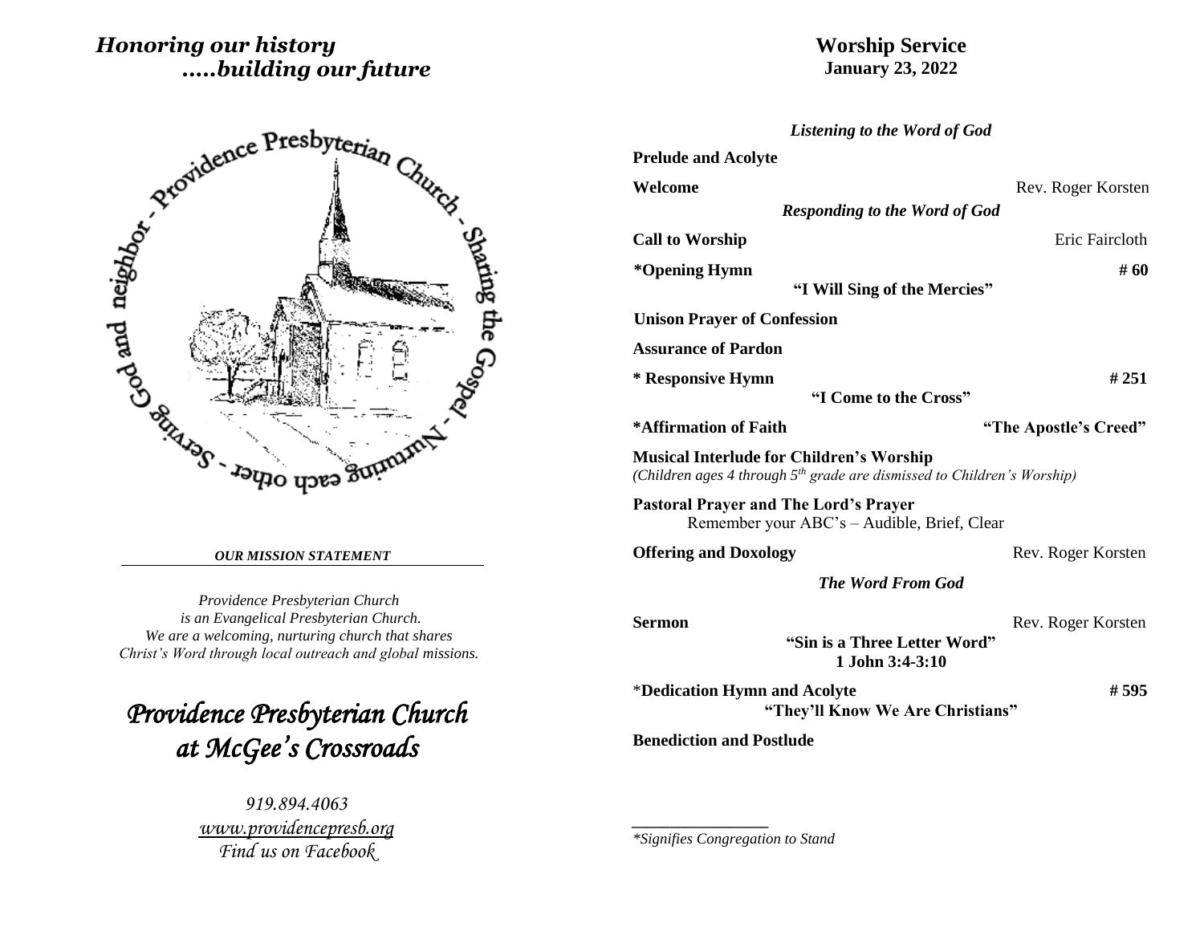*Honoring our history*
*.....building our future*

Providence Presbyterian Church - Sharing the Gospel - Nurturing each other - Serving God and neighbor

***OUR MISSION STATEMENT***

*Providence Presbyterian Church*
*is an Evangelical Presbyterian Church.*
*We are a welcoming, nurturing church that shares*
*Christ's Word through local outreach and global missions.*

# *Providence Presbyterian Church at McGee's Crossroads*

*919.894.4063*
*[www.providencepresb.org](http://www.providencepresb.org)*
*Find us on Facebook*

# Worship Service

## January 23, 2022

***Listening to the Word of God***

**Prelude and Acolyte**

**Welcome** — Rev. Roger Korsten

***Responding to the Word of God***

**Call to Worship** — Eric Faircloth

**\*Opening Hymn** — **# 60**
**"I Will Sing of the Mercies"**

**Unison Prayer of Confession**

**Assurance of Pardon**

**\* Responsive Hymn** — **# 251**
**"I Come to the Cross"**

**\*Affirmation of Faith** — **"The Apostle's Creed"**

**Musical Interlude for Children's Worship**
*(Children ages 4 through 5th grade are dismissed to Children's Worship)*

**Pastoral Prayer and The Lord's Prayer**
Remember your ABC's – Audible, Brief, Clear

**Offering and Doxology** — Rev. Roger Korsten

***The Word From God***

**Sermon** — Rev. Roger Korsten
**"Sin is a Three Letter Word"**
**1 John 3:4-3:10**

\***Dedication Hymn and Acolyte** — **# 595**
**"They'll Know We Are Christians"**

**Benediction and Postlude**

---

*\*Signifies Congregation to Stand*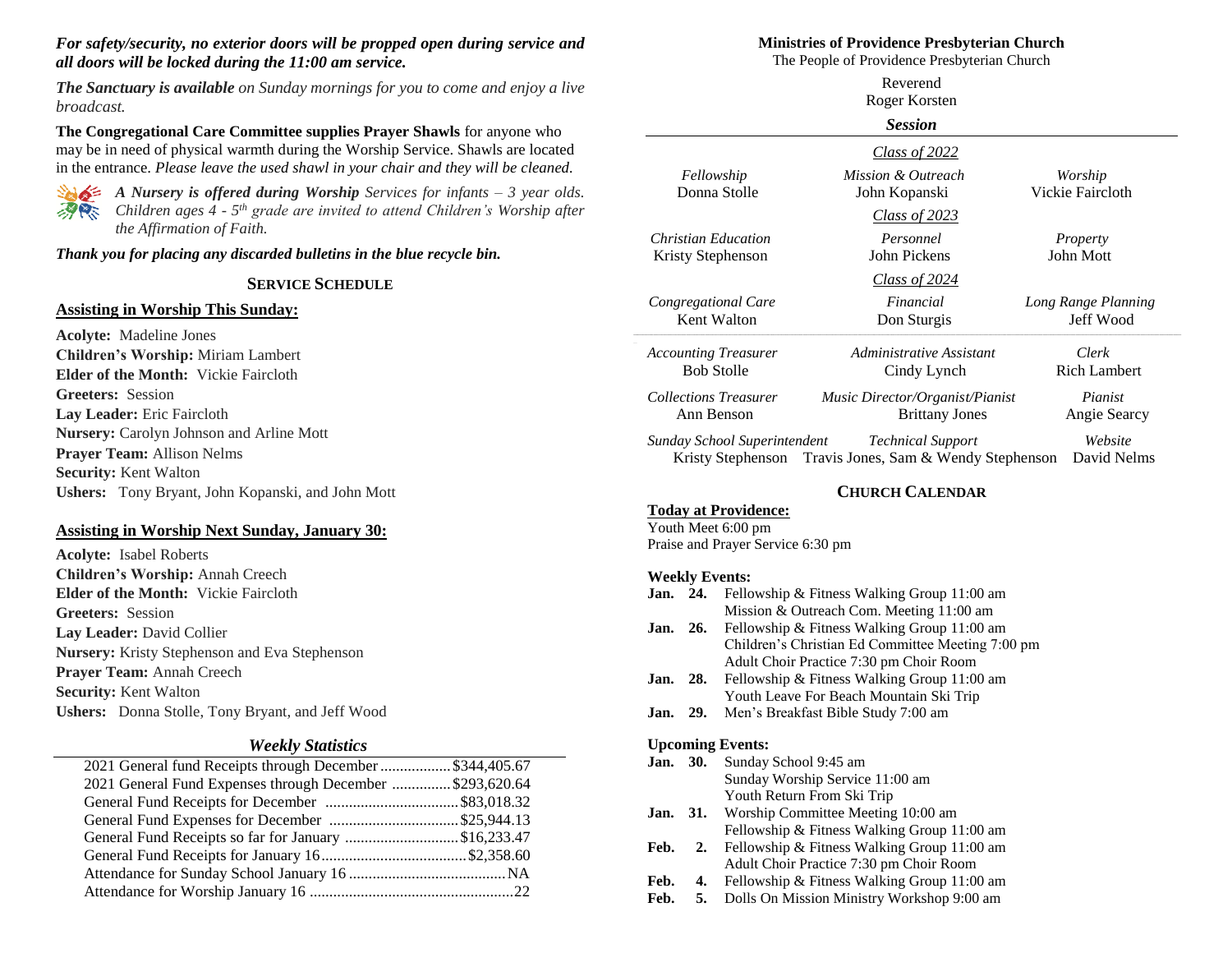***For safety/security, no exterior doors will be propped open during service and all doors will be locked during the 11:00 am service.***

***The Sanctuary is available*** *on Sunday mornings for you to come and enjoy a live broadcast.*

**The Congregational Care Committee supplies Prayer Shawls** for anyone who may be in need of physical warmth during the Worship Service. Shawls are located in the entrance. *Please leave the used shawl in your chair and they will be cleaned.*

***A Nursery is offered during Worship*** *Services for infants – 3 year olds. Children ages 4 - 5th grade are invited to attend Children's Worship after the Affirmation of Faith.*

***Thank you for placing any discarded bulletins in the blue recycle bin.***

## SERVICE SCHEDULE

### Assisting in Worship This Sunday:

**Acolyte:** Madeline Jones
**Children's Worship:** Miriam Lambert
**Elder of the Month:** Vickie Faircloth
**Greeters:** Session
**Lay Leader:** Eric Faircloth
**Nursery:** Carolyn Johnson and Arline Mott
**Prayer Team:** Allison Nelms
**Security:** Kent Walton
**Ushers:** Tony Bryant, John Kopanski, and John Mott

### Assisting in Worship Next Sunday, January 30:

**Acolyte:** Isabel Roberts
**Children's Worship:** Annah Creech
**Elder of the Month:** Vickie Faircloth
**Greeters:** Session
**Lay Leader:** David Collier
**Nursery:** Kristy Stephenson and Eva Stephenson
**Prayer Team:** Annah Creech
**Security:** Kent Walton
**Ushers:** Donna Stolle, Tony Bryant, and Jeff Wood

### *Weekly Statistics*

| Item | Amount |
|---|---|
| 2021 General fund Receipts through December | $344,405.67 |
| 2021 General Fund Expenses through December | $293,620.64 |
| General Fund Receipts for December | $83,018.32 |
| General Fund Expenses for December | $25,944.13 |
| General Fund Receipts so far for January | $16,233.47 |
| General Fund Receipts for January 16 | $2,358.60 |
| Attendance for Sunday School January 16 | NA |
| Attendance for Worship January 16 | 22 |

## Ministries of Providence Presbyterian Church

The People of Providence Presbyterian Church

Reverend
Roger Korsten

### *Session*

*Class of 2022*

| | | |
|---|---|---|
| *Fellowship* | *Mission & Outreach* | *Worship* |
| Donna Stolle | John Kopanski | Vickie Faircloth |

*Class of 2023*

| | | |
|---|---|---|
| *Christian Education* | *Personnel* | *Property* |
| Kristy Stephenson | John Pickens | John Mott |

*Class of 2024*

| | | |
|---|---|---|
| *Congregational Care* | *Financial* | *Long Range Planning* |
| Kent Walton | Don Sturgis | Jeff Wood |

| | | |
|---|---|---|
| *Accounting Treasurer* | *Administrative Assistant* | *Clerk* |
| Bob Stolle | Cindy Lynch | Rich Lambert |
| *Collections Treasurer* | *Music Director/Organist/Pianist* | *Pianist* |
| Ann Benson | Brittany Jones | Angie Searcy |
| *Sunday School Superintendent* | *Technical Support* | *Website* |
| Kristy Stephenson | Travis Jones, Sam & Wendy Stephenson | David Nelms |

## CHURCH CALENDAR

**Today at Providence:**
Youth Meet 6:00 pm
Praise and Prayer Service 6:30 pm

**Weekly Events:**

**Jan. 24.** Fellowship & Fitness Walking Group 11:00 am
Mission & Outreach Com. Meeting 11:00 am
**Jan. 26.** Fellowship & Fitness Walking Group 11:00 am
Children's Christian Ed Committee Meeting 7:00 pm
Adult Choir Practice 7:30 pm Choir Room
**Jan. 28.** Fellowship & Fitness Walking Group 11:00 am
Youth Leave For Beach Mountain Ski Trip
**Jan. 29.** Men's Breakfast Bible Study 7:00 am

**Upcoming Events:**

**Jan. 30.** Sunday School 9:45 am
Sunday Worship Service 11:00 am
Youth Return From Ski Trip
**Jan. 31.** Worship Committee Meeting 10:00 am
Fellowship & Fitness Walking Group 11:00 am
**Feb. 2.** Fellowship & Fitness Walking Group 11:00 am
Adult Choir Practice 7:30 pm Choir Room
**Feb. 4.** Fellowship & Fitness Walking Group 11:00 am
**Feb. 5.** Dolls On Mission Ministry Workshop 9:00 am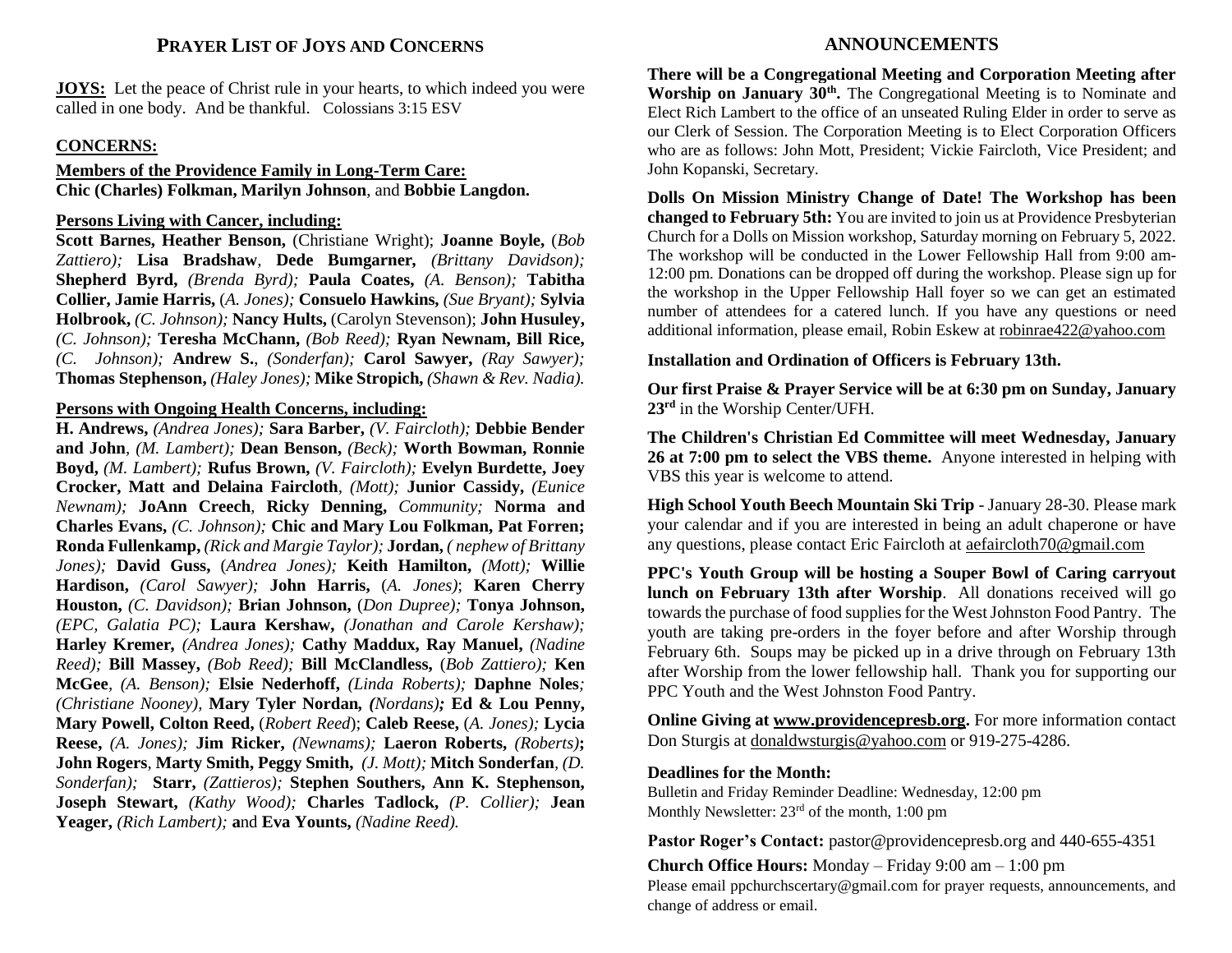## PRAYER LIST OF JOYS AND CONCERNS

**JOYS:** Let the peace of Christ rule in your hearts, to which indeed you were called in one body. And be thankful. Colossians 3:15 ESV

**CONCERNS:**

**Members of the Providence Family in Long-Term Care:**
**Chic (Charles) Folkman, Marilyn Johnson**, and **Bobbie Langdon.**

**Persons Living with Cancer, including:**

**Scott Barnes, Heather Benson,** (Christiane Wright); **Joanne Boyle,** (*Bob Zattiero);* **Lisa Bradshaw**, **Dede Bumgarner,** *(Brittany Davidson);* **Shepherd Byrd,** *(Brenda Byrd);* **Paula Coates,** *(A. Benson);* **Tabitha Collier, Jamie Harris,** (*A. Jones);* **Consuelo Hawkins,** *(Sue Bryant);* **Sylvia Holbrook,** *(C. Johnson);* **Nancy Hults,** (Carolyn Stevenson); **John Husuley,** *(C. Johnson);* **Teresha McChann,** *(Bob Reed);* **Ryan Newnam, Bill Rice,** *(C. Johnson);* **Andrew S.**, *(Sonderfan);* **Carol Sawyer,** *(Ray Sawyer);* **Thomas Stephenson,** *(Haley Jones);* **Mike Stropich,** *(Shawn & Rev. Nadia).*

**Persons with Ongoing Health Concerns, including:**

**H. Andrews,** *(Andrea Jones);* **Sara Barber,** *(V. Faircloth);* **Debbie Bender and John**, *(M. Lambert);* **Dean Benson,** *(Beck);* **Worth Bowman, Ronnie Boyd,** *(M. Lambert);* **Rufus Brown,** *(V. Faircloth);* **Evelyn Burdette, Joey Crocker, Matt and Delaina Faircloth**, *(Mott);* **Junior Cassidy,** *(Eunice Newnam);* **JoAnn Creech**, **Ricky Denning,** *Community;* **Norma and Charles Evans,** *(C. Johnson);* **Chic and Mary Lou Folkman, Pat Forren; Ronda Fullenkamp,** *(Rick and Margie Taylor);* **Jordan,** *( nephew of Brittany Jones);* **David Guss,** (*Andrea Jones);* **Keith Hamilton,** *(Mott);* **Willie Hardison,** *(Carol Sawyer);* **John Harris,** (*A. Jones)*; **Karen Cherry Houston,** *(C. Davidson);* **Brian Johnson,** (*Don Dupree);* **Tonya Johnson,** *(EPC, Galatia PC);* **Laura Kershaw,** *(Jonathan and Carole Kershaw);* **Harley Kremer,** *(Andrea Jones);* **Cathy Maddux, Ray Manuel,** *(Nadine Reed);* **Bill Massey,** *(Bob Reed);* **Bill McClandless,** (*Bob Zattiero);* **Ken McGee**, *(A. Benson);* **Elsie Nederhoff,** *(Linda Roberts);* **Daphne Noles***; (Christiane Nooney),* **Mary Tyler Nordan,** *(Nordans)***;** **Ed & Lou Penny, Mary Powell, Colton Reed,** (*Robert Reed*); **Caleb Reese,** (*A. Jones);* **Lycia Reese,** *(A. Jones);* **Jim Ricker,** *(Newnams);* **Laeron Roberts,** *(Roberts)***; John Rogers**, **Marty Smith, Peggy Smith,** *(J. Mott);* **Mitch Sonderfan**, *(D. Sonderfan);* **Starr,** *(Zattieros);* **Stephen Southers, Ann K. Stephenson, Joseph Stewart,** *(Kathy Wood);* **Charles Tadlock,** *(P. Collier);* **Jean Yeager,** *(Rich Lambert);* **a**nd **Eva Younts,** *(Nadine Reed).*

## ANNOUNCEMENTS

**There will be a Congregational Meeting and Corporation Meeting after Worship on January 30th.** The Congregational Meeting is to Nominate and Elect Rich Lambert to the office of an unseated Ruling Elder in order to serve as our Clerk of Session. The Corporation Meeting is to Elect Corporation Officers who are as follows: John Mott, President; Vickie Faircloth, Vice President; and John Kopanski, Secretary.

**Dolls On Mission Ministry Change of Date! The Workshop has been changed to February 5th:** You are invited to join us at Providence Presbyterian Church for a Dolls on Mission workshop, Saturday morning on February 5, 2022. The workshop will be conducted in the Lower Fellowship Hall from 9:00 am-12:00 pm. Donations can be dropped off during the workshop. Please sign up for the workshop in the Upper Fellowship Hall foyer so we can get an estimated number of attendees for a catered lunch. If you have any questions or need additional information, please email, Robin Eskew at robinrae422@yahoo.com

**Installation and Ordination of Officers is February 13th.**

**Our first Praise & Prayer Service will be at 6:30 pm on Sunday, January 23rd** in the Worship Center/UFH.

**The Children's Christian Ed Committee will meet Wednesday, January 26 at 7:00 pm to select the VBS theme.** Anyone interested in helping with VBS this year is welcome to attend.

**High School Youth Beech Mountain Ski Trip** - January 28-30. Please mark your calendar and if you are interested in being an adult chaperone or have any questions, please contact Eric Faircloth at aefaircloth70@gmail.com

**PPC's Youth Group will be hosting a Souper Bowl of Caring carryout lunch on February 13th after Worship**. All donations received will go towards the purchase of food supplies for the West Johnston Food Pantry. The youth are taking pre-orders in the foyer before and after Worship through February 6th. Soups may be picked up in a drive through on February 13th after Worship from the lower fellowship hall. Thank you for supporting our PPC Youth and the West Johnston Food Pantry.

**Online Giving at www.providencepresb.org.** For more information contact Don Sturgis at donaldwsturgis@yahoo.com or 919-275-4286.

**Deadlines for the Month:**
Bulletin and Friday Reminder Deadline: Wednesday, 12:00 pm
Monthly Newsletter: 23rd of the month, 1:00 pm

**Pastor Roger's Contact:** pastor@providencepresb.org and 440-655-4351

**Church Office Hours:** Monday – Friday 9:00 am – 1:00 pm
Please email ppchurchscertary@gmail.com for prayer requests, announcements, and change of address or email.